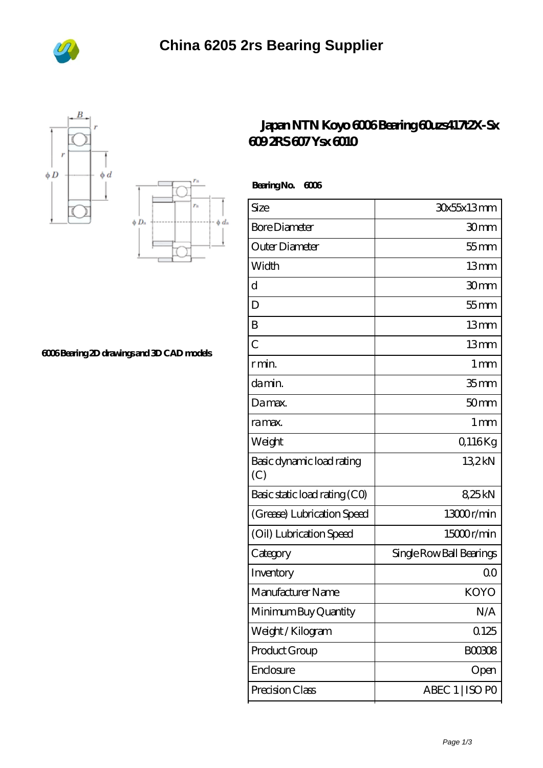# China 6205 2rs Bearing Supplier

## Japan NTN Koyo 6006 Bearing 60uzs417t2X-Sx 609 2RS 607 Ysx 6010

6006 Bearing 2D drawings and 3D CAD models

**Bearing No. 6006**

| Size | 30x55x13 mm |
|---|---|
| Bore Diameter | 30 mm |
| Outer Diameter | 55 mm |
| Width | 13 mm |
| d | 30 mm |
| D | 55 mm |
| B | 13 mm |
| C | 13 mm |
| r min. | 1 mm |
| da min. | 35 mm |
| Da max. | 50 mm |
| ra max. | 1 mm |
| Weight | 0,116 Kg |
| Basic dynamic load rating (C) | 13,2 kN |
| Basic static load rating (C0) | 8,25 kN |
| (Grease) Lubrication Speed | 13000 r/min |
| (Oil) Lubrication Speed | 15000 r/min |
| Category | Single Row Ball Bearings |
| Inventory | 0.0 |
| Manufacturer Name | KOYO |
| Minimum Buy Quantity | N/A |
| Weight / Kilogram | 0.125 |
| Product Group | B00308 |
| Enclosure | Open |
| Precision Class | ABEC 1 \| ISO P0 |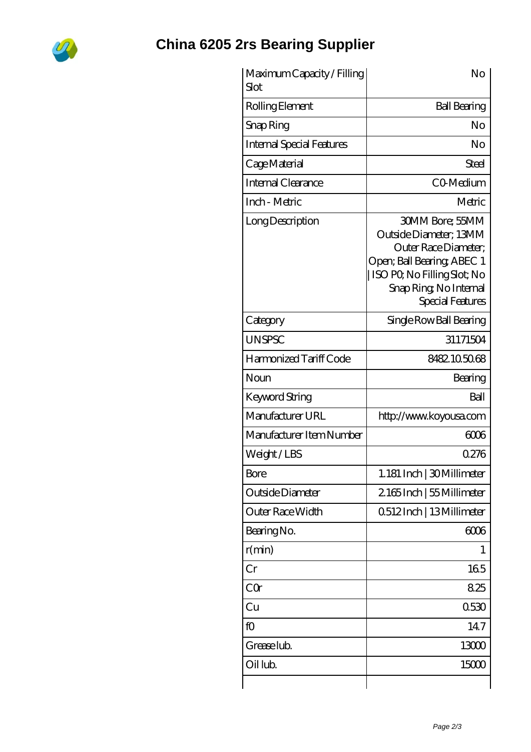# China 6205 2rs Bearing Supplier

| Maximum Capacity / Filling Slot | No |
|---|---|
| Rolling Element | Ball Bearing |
| Snap Ring | No |
| Internal Special Features | No |
| Cage Material | Steel |
| Internal Clearance | C0-Medium |
| Inch - Metric | Metric |
| Long Description | 30MM Bore; 55MM Outside Diameter; 13MM Outer Race Diameter; Open; Ball Bearing; ABEC 1 \| ISO P0; No Filling Slot; No Snap Ring; No Internal Special Features |
| Category | Single Row Ball Bearing |
| UNSPSC | 31171504 |
| Harmonized Tariff Code | 8482.10.50.68 |
| Noun | Bearing |
| Keyword String | Ball |
| Manufacturer URL | http://www.koyousa.com |
| Manufacturer Item Number | 6006 |
| Weight / LBS | 0.276 |
| Bore | 1.181 Inch \| 30 Millimeter |
| Outside Diameter | 2.165 Inch \| 55 Millimeter |
| Outer Race Width | 0.512 Inch \| 13 Millimeter |
| Bearing No. | 6006 |
| r(min) | 1 |
| Cr | 16.5 |
| C0r | 8.25 |
| Cu | 0.530 |
| f0 | 14.7 |
| Grease lub. | 13000 |
| Oil lub. | 15000 |
| | |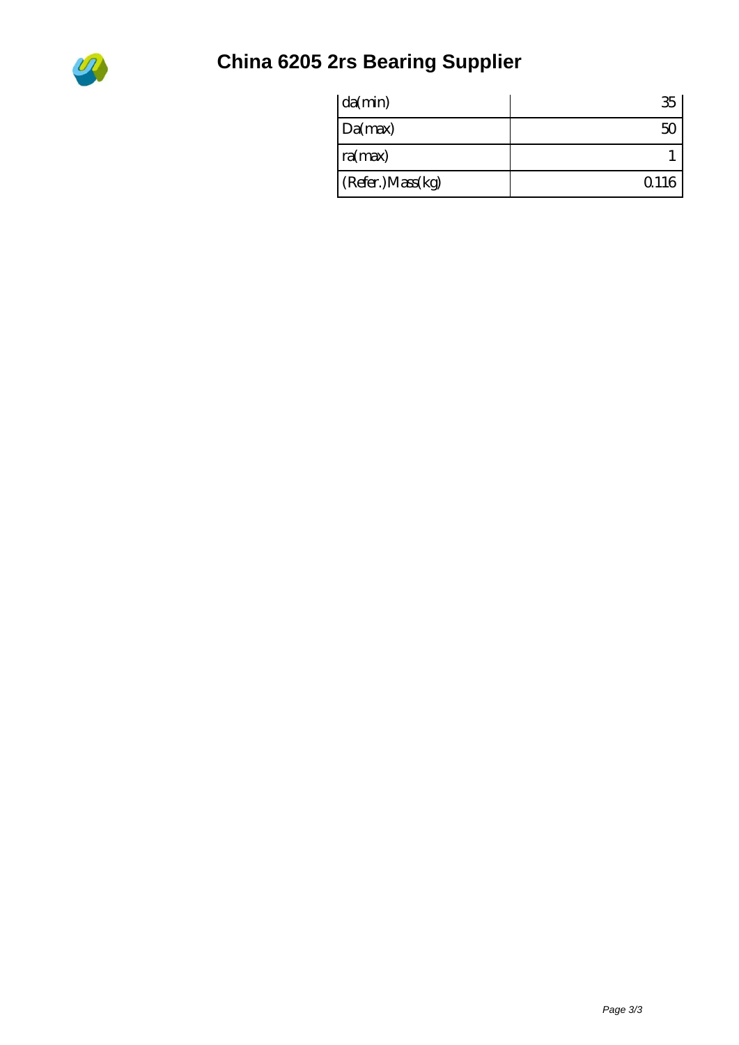# China 6205 2rs Bearing Supplier

| | |
|---|---|
| da(min) | 35 |
| Da(max) | 50 |
| ra(max) | 1 |
| (Refer.)Mass(kg) | 0.116 |